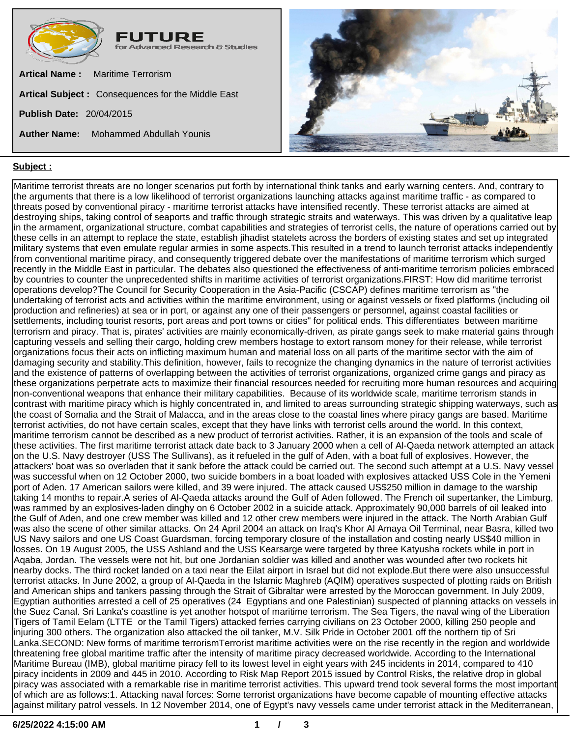**Artical Name :** Maritime Terrorism

**Artical Subject :** Consequences for the Middle East

**Publish Date:** 20/04/2015

**Auther Name:** Mohammed Abdullah Younis

**Subject :**

Maritime terrorist threats are no longer scenarios put forth by international think tanks and early warning centers. And, contrary to the arguments that there is a low likelihood of terrorist organizations launching attacks against maritime traffic - as compared to threats posed by conventional piracy - maritime terrorist attacks have intensified recently. These terrorist attacks are aimed at destroying ships, taking control of seaports and traffic through strategic straits and waterways. This was driven by a qualitative leap in the armament, organizational structure, combat capabilities and strategies of terrorist cells, the nature of operations carried out by these cells in an attempt to replace the state, establish jihadist statelets across the borders of existing states and set up integrated military systems that even emulate regular armies in some aspects.This resulted in a trend to launch terrorist attacks independently from conventional maritime piracy, and consequently triggered debate over the manifestations of maritime terrorism which surged recently in the Middle East in particular. The debates also questioned the effectiveness of anti-maritime terrorism policies embraced by countries to counter the unprecedented shifts in maritime activities of terrorist organizations.FIRST: How did maritime terrorist operations develop?The Council for Security Cooperation in the Asia-Pacific (CSCAP) defines maritime terrorism as "the undertaking of terrorist acts and activities within the maritime environment, using or against vessels or fixed platforms (including oil production and refineries) at sea or in port, or against any one of their passengers or personnel, against coastal facilities or settlements, including tourist resorts, port areas and port towns or cities" for political ends. This differentiates between maritime terrorism and piracy. That is, pirates' activities are mainly economically-driven, as pirate gangs seek to make material gains through capturing vessels and selling their cargo, holding crew members hostage to extort ransom money for their release, while terrorist organizations focus their acts on inflicting maximum human and material loss on all parts of the maritime sector with the aim of damaging security and stability.This definition, however, fails to recognize the changing dynamics in the nature of terrorist activities and the existence of patterns of overlapping between the activities of terrorist organizations, organized crime gangs and piracy as these organizations perpetrate acts to maximize their financial resources needed for recruiting more human resources and acquiring non-conventional weapons that enhance their military capabilities. Because of its worldwide scale, maritime terrorism stands in contrast with maritime piracy which is highly concentrated in, and limited to areas surrounding strategic shipping waterways, such as the coast of Somalia and the Strait of Malacca, and in the areas close to the coastal lines where piracy gangs are based. Maritime terrorist activities, do not have certain scales, except that they have links with terrorist cells around the world. In this context, maritime terrorism cannot be described as a new product of terrorist activities. Rather, it is an expansion of the tools and scale of these activities. The first maritime terrorist attack date back to 3 January 2000 when a cell of Al-Qaeda network attempted an attack on the U.S. Navy destroyer (USS The Sullivans), as it refueled in the gulf of Aden, with a boat full of explosives. However, the attackers' boat was so overladen that it sank before the attack could be carried out. The second such attempt at a U.S. Navy vessel was successful when on 12 October 2000, two suicide bombers in a boat loaded with explosives attacked USS Cole in the Yemeni port of Aden. 17 American sailors were killed, and 39 were injured. The attack caused US$250 million in damage to the warship taking 14 months to repair.A series of Al-Qaeda attacks around the Gulf of Aden followed. The French oil supertanker, the Limburg, was rammed by an explosives-laden dinghy on 6 October 2002 in a suicide attack. Approximately 90,000 barrels of oil leaked into the Gulf of Aden, and one crew member was killed and 12 other crew members were injured in the attack. The North Arabian Gulf was also the scene of other similar attacks. On 24 April 2004 an attack on Iraq's Khor Al Amaya Oil Terminal, near Basra, killed two US Navy sailors and one US Coast Guardsman, forcing temporary closure of the installation and costing nearly US$40 million in losses. On 19 August 2005, the USS Ashland and the USS Kearsarge were targeted by three Katyusha rockets while in port in Aqaba, Jordan. The vessels were not hit, but one Jordanian soldier was killed and another was wounded after two rockets hit nearby docks. The third rocket landed on a taxi near the Eilat airport in Israel but did not explode.But there were also unsuccessful terrorist attacks. In June 2002, a group of Al-Qaeda in the Islamic Maghreb (AQIM) operatives suspected of plotting raids on British and American ships and tankers passing through the Strait of Gibraltar were arrested by the Moroccan government. In July 2009, Egyptian authorities arrested a cell of 25 operatives (24 Egyptians and one Palestinian) suspected of planning attacks on vessels in the Suez Canal. Sri Lanka's coastline is yet another hotspot of maritime terrorism. The Sea Tigers, the naval wing of the Liberation Tigers of Tamil Eelam (LTTE or the Tamil Tigers) attacked ferries carrying civilians on 23 October 2000, killing 250 people and injuring 300 others. The organization also attacked the oil tanker, M.V. Silk Pride in October 2001 off the northern tip of Sri Lanka.SECOND: New forms of maritime terrorismTerrorist maritime activities were on the rise recently in the region and worldwide threatening free global maritime traffic after the intensity of maritime piracy decreased worldwide. According to the International Maritime Bureau (IMB), global maritime piracy fell to its lowest level in eight years with 245 incidents in 2014, compared to 410 piracy incidents in 2009 and 445 in 2010. According to Risk Map Report 2015 issued by Control Risks, the relative drop in global piracy was associated with a remarkable rise in maritime terrorist activities. This upward trend took several forms the most important of which are as follows:1. Attacking naval forces: Some terrorist organizations have become capable of mounting effective attacks against military patrol vessels. In 12 November 2014, one of Egypt's navy vessels came under terrorist attack in the Mediterranean,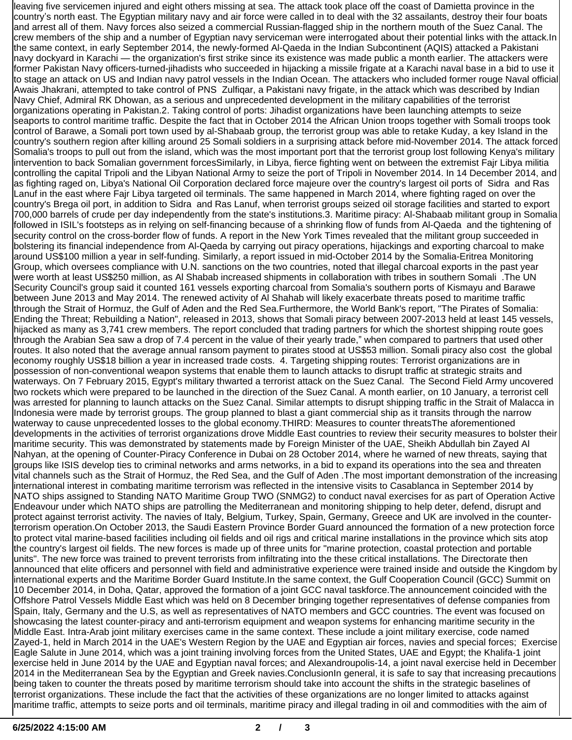leaving five servicemen injured and eight others missing at sea. The attack took place off the coast of Damietta province in the country's north east. The Egyptian military navy and air force were called in to deal with the 32 assailants, destroy their four boats and arrest all of them. Navy forces also seized a commercial Russian-flagged ship in the northern mouth of the Suez Canal. The crew members of the ship and a number of Egyptian navy serviceman were interrogated about their potential links with the attack.In the same context, in early September 2014, the newly-formed Al-Qaeda in the Indian Subcontinent (AQIS) attacked a Pakistani navy dockyard in Karachi — the organization's first strike since its existence was made public a month earlier. The attackers were former Pakistan Navy officers-turned-jihadists who succeeded in hijacking a missile frigate at a Karachi naval base in a bid to use it to stage an attack on US and Indian navy patrol vessels in the Indian Ocean. The attackers who included former rouge Naval official Awais Jhakrani, attempted to take control of PNS  Zulfiqar, a Pakistani navy frigate, in the attack which was described by Indian Navy Chief, Admiral RK Dhowan, as a serious and unprecedented development in the military capabilities of the terrorist organizations operating in Pakistan.2. Taking control of ports: Jihadist organizations have been launching attempts to seize seaports to control maritime traffic. Despite the fact that in October 2014 the African Union troops together with Somali troops took control of Barawe, a Somali port town used by al-Shabaab group, the terrorist group was able to retake Kuday, a key Island in the country's southern region after killing around 25 Somali soldiers in a surprising attack before mid-November 2014. The attack forced Somalia's troops to pull out from the island, which was the most important port that the terrorist group lost following Kenya's military intervention to back Somalian government forcesSimilarly, in Libya, fierce fighting went on between the extremist Fajr Libya militia controlling the capital Tripoli and the Libyan National Army to seize the port of Tripoli in November 2014. In 14 December 2014, and as fighting raged on, Libya's National Oil Corporation declared force majeure over the country's largest oil ports of  Sidra  and Ras Lanuf in the east where Fajr Libya targeted oil terminals. The same happened in March 2014, where fighting raged on over the country's Brega oil port, in addition to Sidra  and Ras Lanuf, when terrorist groups seized oil storage facilities and started to export 700,000 barrels of crude per day independently from the state's institutions.3. Maritime piracy: Al-Shabaab militant group in Somalia followed in ISIL's footsteps as in relying on self-financing because of a shrinking flow of funds from Al-Qaeda  and the tightening of security control on the cross-border flow of funds. A report in the New York Times revealed that the militant group succeeded in bolstering its financial independence from Al-Qaeda by carrying out piracy operations, hijackings and exporting charcoal to make around US$100 million a year in self-funding. Similarly, a report issued in mid-October 2014 by the Somalia-Eritrea Monitoring Group, which oversees compliance with U.N. sanctions on the two countries, noted that illegal charcoal exports in the past year were worth at least US$250 million, as Al Shabab increased shipments in collaboration with tribes in southern Somali  .The UN Security Council's group said it counted 161 vessels exporting charcoal from Somalia's southern ports of Kismayu and Barawe between June 2013 and May 2014. The renewed activity of Al Shahab will likely exacerbate threats posed to maritime traffic through the Strait of Hormuz, the Gulf of Aden and the Red Sea.Furthermore, the World Bank's report, "The Pirates of Somalia: Ending the Threat; Rebuilding a Nation", released in 2013, shows that Somali piracy between 2007-2013 held at least 145 vessels, hijacked as many as 3,741 crew members. The report concluded that trading partners for which the shortest shipping route goes through the Arabian Sea saw a drop of 7.4 percent in the value of their yearly trade," when compared to partners that used other routes. It also noted that the average annual ransom payment to pirates stood at US$53 million. Somali piracy also cost  the global economy roughly US$18 billion a year in increased trade costs.  4. Targeting shipping routes: Terrorist organizations are in possession of non-conventional weapon systems that enable them to launch attacks to disrupt traffic at strategic straits and waterways. On 7 February 2015, Egypt's military thwarted a terrorist attack on the Suez Canal.  The Second Field Army uncovered two rockets which were prepared to be launched in the direction of the Suez Canal. A month earlier, on 10 January, a terrorist cell was arrested for planning to launch attacks on the Suez Canal. Similar attempts to disrupt shipping traffic in the Strait of Malacca in Indonesia were made by terrorist groups. The group planned to blast a giant commercial ship as it transits through the narrow waterway to cause unprecedented losses to the global economy.THIRD: Measures to counter threatsThe aforementioned developments in the activities of terrorist organizations drove Middle East countries to review their security measures to bolster their maritime security. This was demonstrated by statements made by Foreign Minister of the UAE, Sheikh Abdullah bin Zayed Al Nahyan, at the opening of Counter-Piracy Conference in Dubai on 28 October 2014, where he warned of new threats, saying that groups like ISIS develop ties to criminal networks and arms networks, in a bid to expand its operations into the sea and threaten vital channels such as the Strait of Hormuz, the Red Sea, and the Gulf of Aden .The most important demonstration of the increasing international interest in combating maritime terrorism was reflected in the intensive visits to Casablanca in September 2014 by NATO ships assigned to Standing NATO Maritime Group TWO (SNMG2) to conduct naval exercises for as part of Operation Active Endeavour under which NATO ships are patrolling the Mediterranean and monitoring shipping to help deter, defend, disrupt and protect against terrorist activity. The navies of Italy, Belgium, Turkey, Spain, Germany, Greece and UK are involved in the counter-terrorism operation.On October 2013, the Saudi Eastern Province Border Guard announced the formation of a new protection force to protect vital marine-based facilities including oil fields and oil rigs and critical marine installations in the province which sits atop the country's largest oil fields. The new forces is made up of three units for "marine protection, coastal protection and portable units". The new force was trained to prevent terrorists from infiltrating into the these critical installations. The Directorate then announced that elite officers and personnel with field and administrative experience were trained inside and outside the Kingdom by international experts and the Maritime Border Guard Institute.In the same context, the Gulf Cooperation Council (GCC) Summit on 10 December 2014, in Doha, Qatar, approved the formation of a joint GCC naval taskforce.The announcement coincided with the Offshore Patrol Vessels Middle East which was held on 8 December bringing together representatives of defense companies from Spain, Italy, Germany and the U.S, as well as representatives of NATO members and GCC countries. The event was focused on showcasing the latest counter-piracy and anti-terrorism equipment and weapon systems for enhancing maritime security in the Middle East. Intra-Arab joint military exercises came in the same context. These include a joint military exercise, code named Zayed-1, held in March 2014 in the UAE's Western Region by the UAE and Egyptian air forces, navies and special forces;  Exercise Eagle Salute in June 2014, which was a joint training involving forces from the United States, UAE and Egypt; the Khalifa-1 joint exercise held in June 2014 by the UAE and Egyptian naval forces; and Alexandroupolis-14, a joint naval exercise held in December 2014 in the Mediterranean Sea by the Egyptian and Greek navies.ConclusionIn general, it is safe to say that increasing precautions being taken to counter the threats posed by maritime terrorism should take into account the shifts in the strategic baselines of terrorist organizations. These include the fact that the activities of these organizations are no longer limited to attacks against maritime traffic, attempts to seize ports and oil terminals, maritime piracy and illegal trading in oil and commodities with the aim of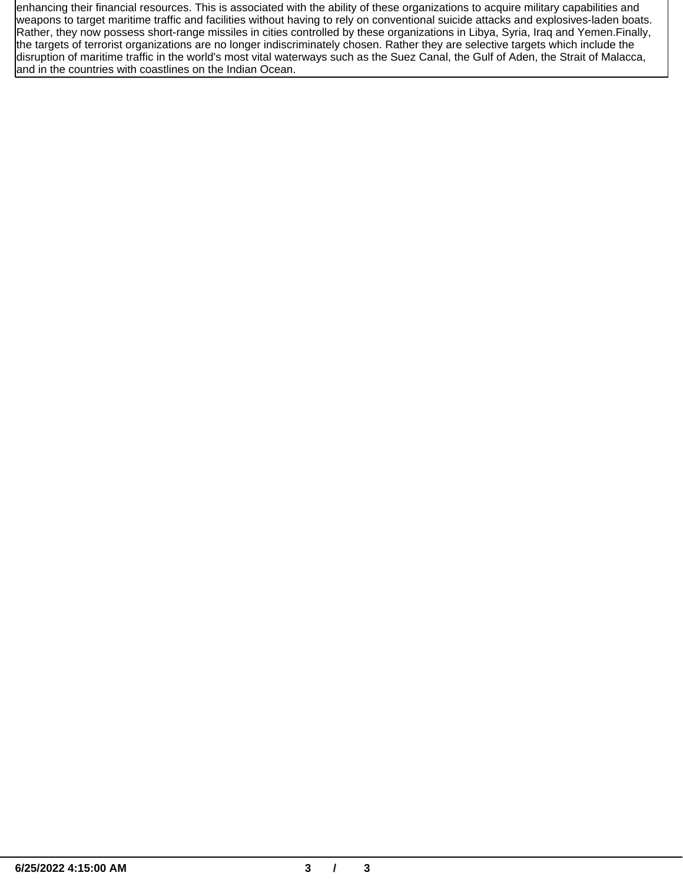enhancing their financial resources. This is associated with the ability of these organizations to acquire military capabilities and weapons to target maritime traffic and facilities without having to rely on conventional suicide attacks and explosives-laden boats. Rather, they now possess short-range missiles in cities controlled by these organizations in Libya, Syria, Iraq and Yemen.Finally, the targets of terrorist organizations are no longer indiscriminately chosen. Rather they are selective targets which include the disruption of maritime traffic in the world's most vital waterways such as the Suez Canal, the Gulf of Aden, the Strait of Malacca, and in the countries with coastlines on the Indian Ocean.